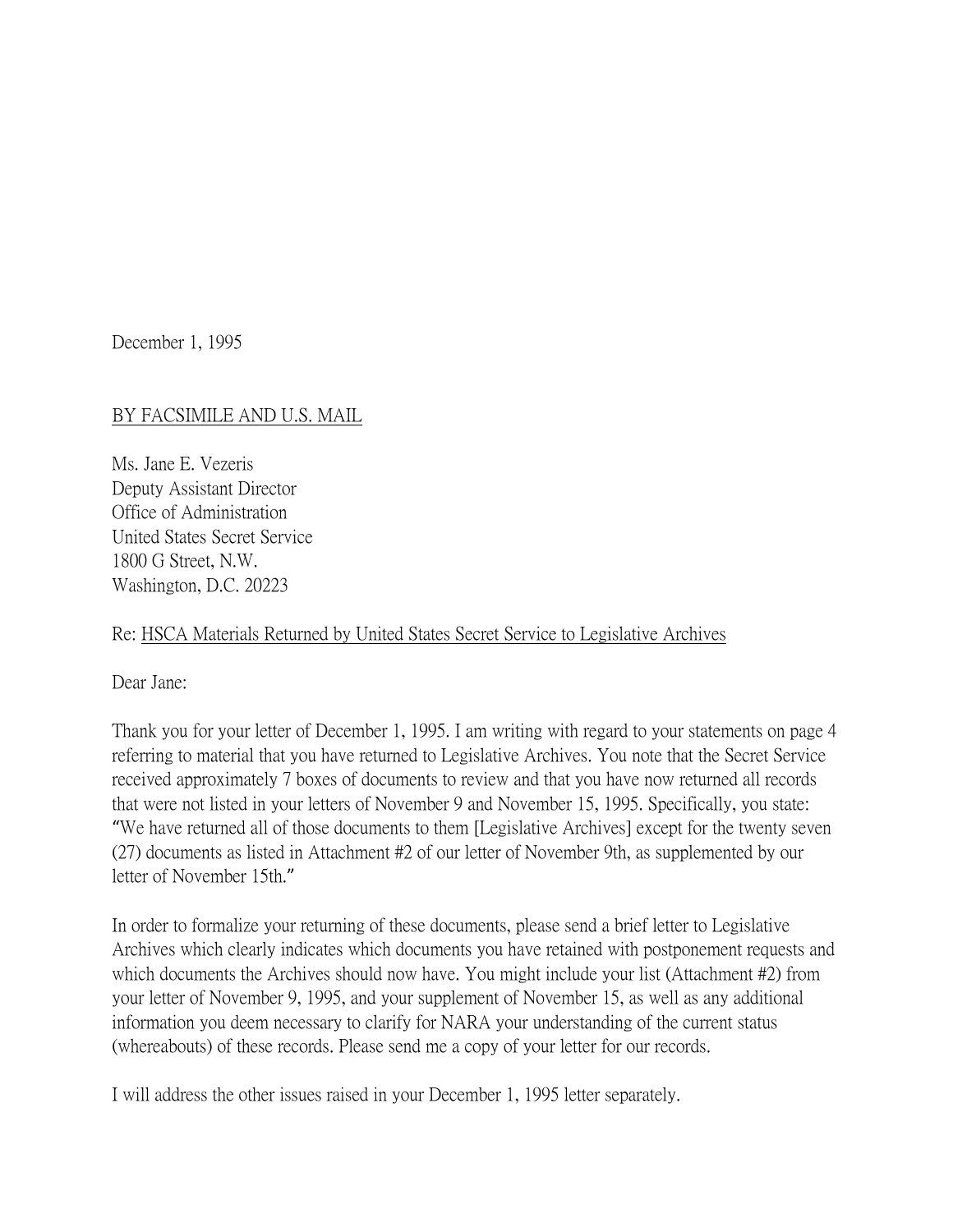December 1, 1995

BY FACSIMILE AND U.S. MAIL

Ms. Jane E. Vezeris
Deputy Assistant Director
Office of Administration
United States Secret Service
1800 G Street, N.W.
Washington, D.C. 20223

Re: HSCA Materials Returned by United States Secret Service to Legislative Archives

Dear Jane:

Thank you for your letter of December 1, 1995. I am writing with regard to your statements on page 4 referring to material that you have returned to Legislative Archives. You note that the Secret Service received approximately 7 boxes of documents to review and that you have now returned all records that were not listed in your letters of November 9 and November 15, 1995. Specifically, you state: "We have returned all of those documents to them [Legislative Archives] except for the twenty seven (27) documents as listed in Attachment #2 of our letter of November 9th, as supplemented by our letter of November 15th."

In order to formalize your returning of these documents, please send a brief letter to Legislative Archives which clearly indicates which documents you have retained with postponement requests and which documents the Archives should now have. You might include your list (Attachment #2) from your letter of November 9, 1995, and your supplement of November 15, as well as any additional information you deem necessary to clarify for NARA your understanding of the current status (whereabouts) of these records. Please send me a copy of your letter for our records.

I will address the other issues raised in your December 1, 1995 letter separately.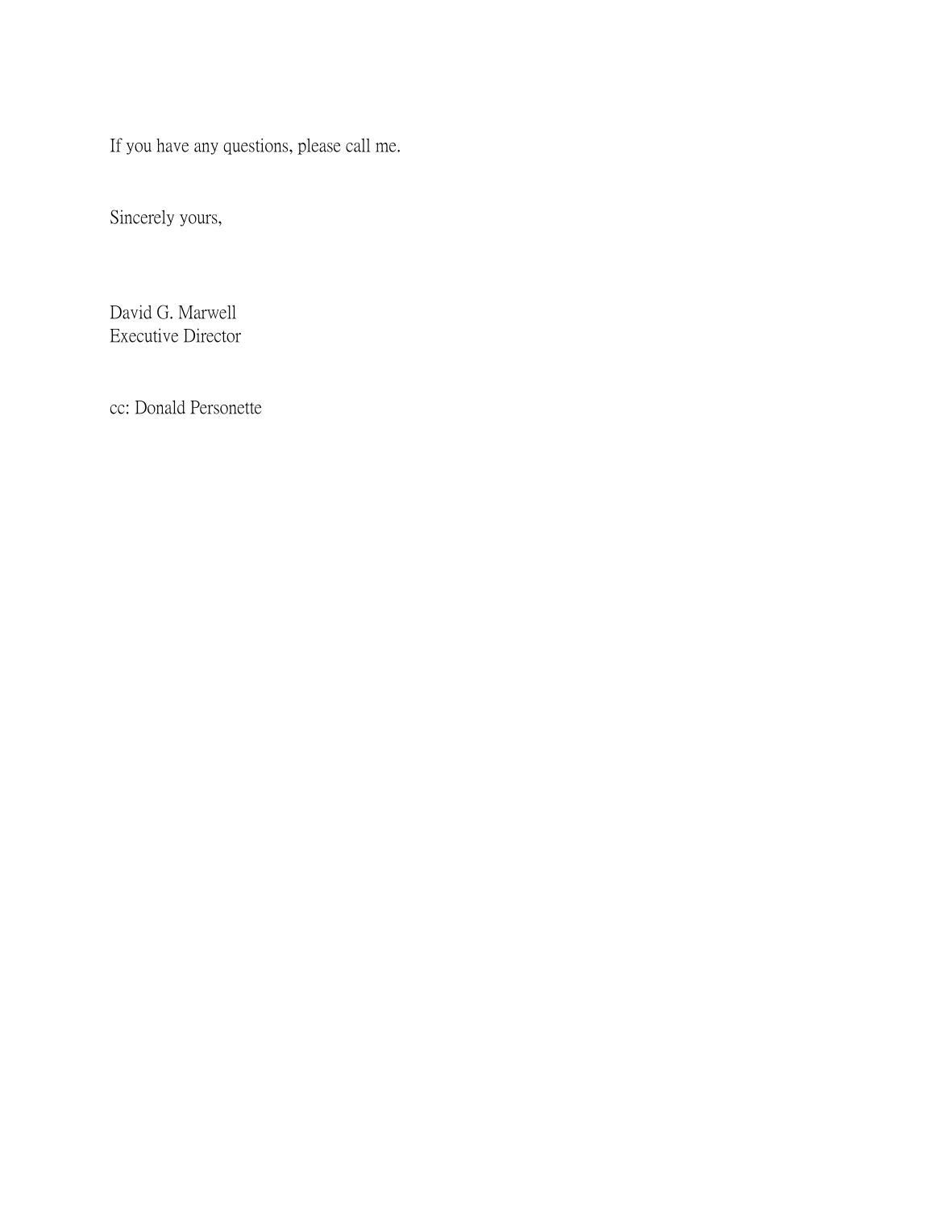If you have any questions, please call me.

Sincerely yours,

David G. Marwell
Executive Director

cc: Donald Personette